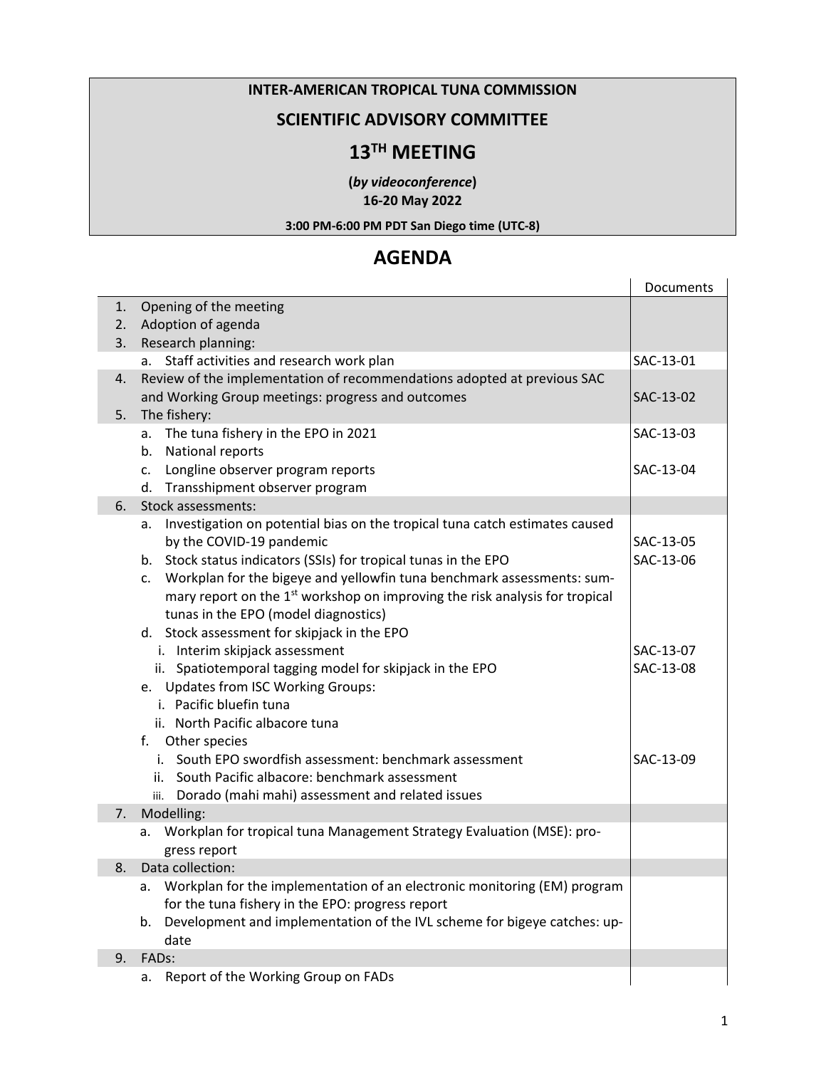**INTER-AMERICAN TROPICAL TUNA COMMISSION**

**SCIENTIFIC ADVISORY COMMITTEE**

# 13TH MEETING

**(*by videoconference*)**
**16-20 May 2022**

**3:00 PM-6:00 PM PDT San Diego time (UTC-8)**

## AGENDA

| | | Documents |
|---|---|---|
| 1. | Opening of the meeting | |
| 2. | Adoption of agenda | |
| 3. | Research planning: | |
| | a. Staff activities and research work plan | SAC-13-01 |
| 4. | Review of the implementation of recommendations adopted at previous SAC and Working Group meetings: progress and outcomes | SAC-13-02 |
| 5. | The fishery: | |
| | a. The tuna fishery in the EPO in 2021 | SAC-13-03 |
| | b. National reports | |
| | c. Longline observer program reports | SAC-13-04 |
| | d. Transshipment observer program | |
| 6. | Stock assessments: | |
| | a. Investigation on potential bias on the tropical tuna catch estimates caused by the COVID-19 pandemic | SAC-13-05 |
| | b. Stock status indicators (SSIs) for tropical tunas in the EPO | SAC-13-06 |
| | c. Workplan for the bigeye and yellowfin tuna benchmark assessments: summary report on the 1st workshop on improving the risk analysis for tropical tunas in the EPO (model diagnostics) | |
| | d. Stock assessment for skipjack in the EPO | |
| | i. Interim skipjack assessment | SAC-13-07 |
| | ii. Spatiotemporal tagging model for skipjack in the EPO | SAC-13-08 |
| | e. Updates from ISC Working Groups: | |
| | i. Pacific bluefin tuna | |
| | ii. North Pacific albacore tuna | |
| | f. Other species | |
| | i. South EPO swordfish assessment: benchmark assessment | SAC-13-09 |
| | ii. South Pacific albacore: benchmark assessment | |
| | iii. Dorado (mahi mahi) assessment and related issues | |
| 7. | Modelling: | |
| | a. Workplan for tropical tuna Management Strategy Evaluation (MSE): progress report | |
| 8. | Data collection: | |
| | a. Workplan for the implementation of an electronic monitoring (EM) program for the tuna fishery in the EPO: progress report | |
| | b. Development and implementation of the IVL scheme for bigeye catches: update | |
| 9. | FADs: | |
| | a. Report of the Working Group on FADs | |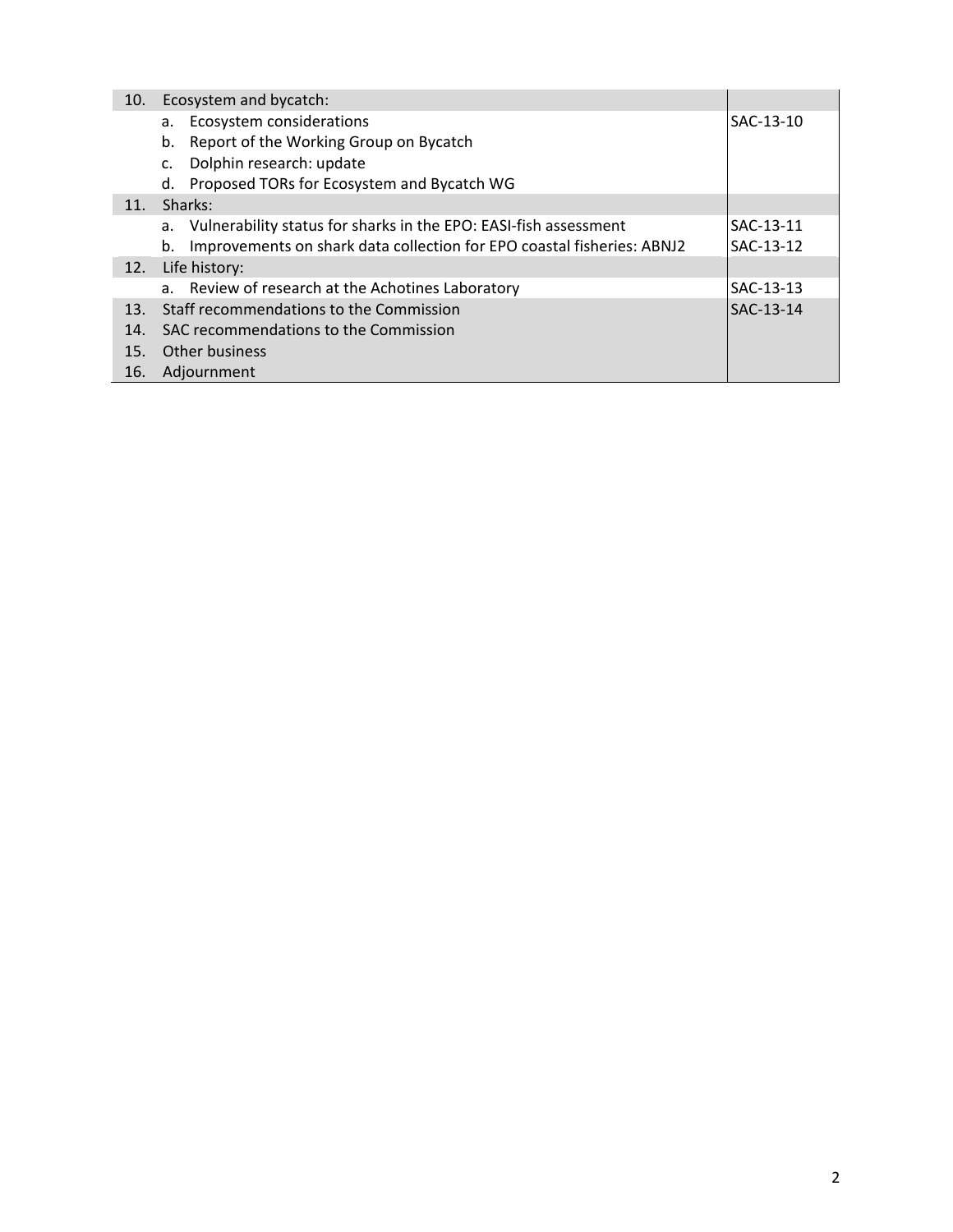| | | |
|---|---|---|
| 10. | Ecosystem and bycatch: | |
| | a. Ecosystem considerations | SAC-13-10 |
| | b. Report of the Working Group on Bycatch | |
| | c. Dolphin research: update | |
| | d. Proposed TORs for Ecosystem and Bycatch WG | |
| 11. | Sharks: | |
| | a. Vulnerability status for sharks in the EPO: EASI-fish assessment | SAC-13-11 |
| | b. Improvements on shark data collection for EPO coastal fisheries: ABNJ2 | SAC-13-12 |
| 12. | Life history: | |
| | a. Review of research at the Achotines Laboratory | SAC-13-13 |
| 13. | Staff recommendations to the Commission | SAC-13-14 |
| 14. | SAC recommendations to the Commission | |
| 15. | Other business | |
| 16. | Adjournment | |